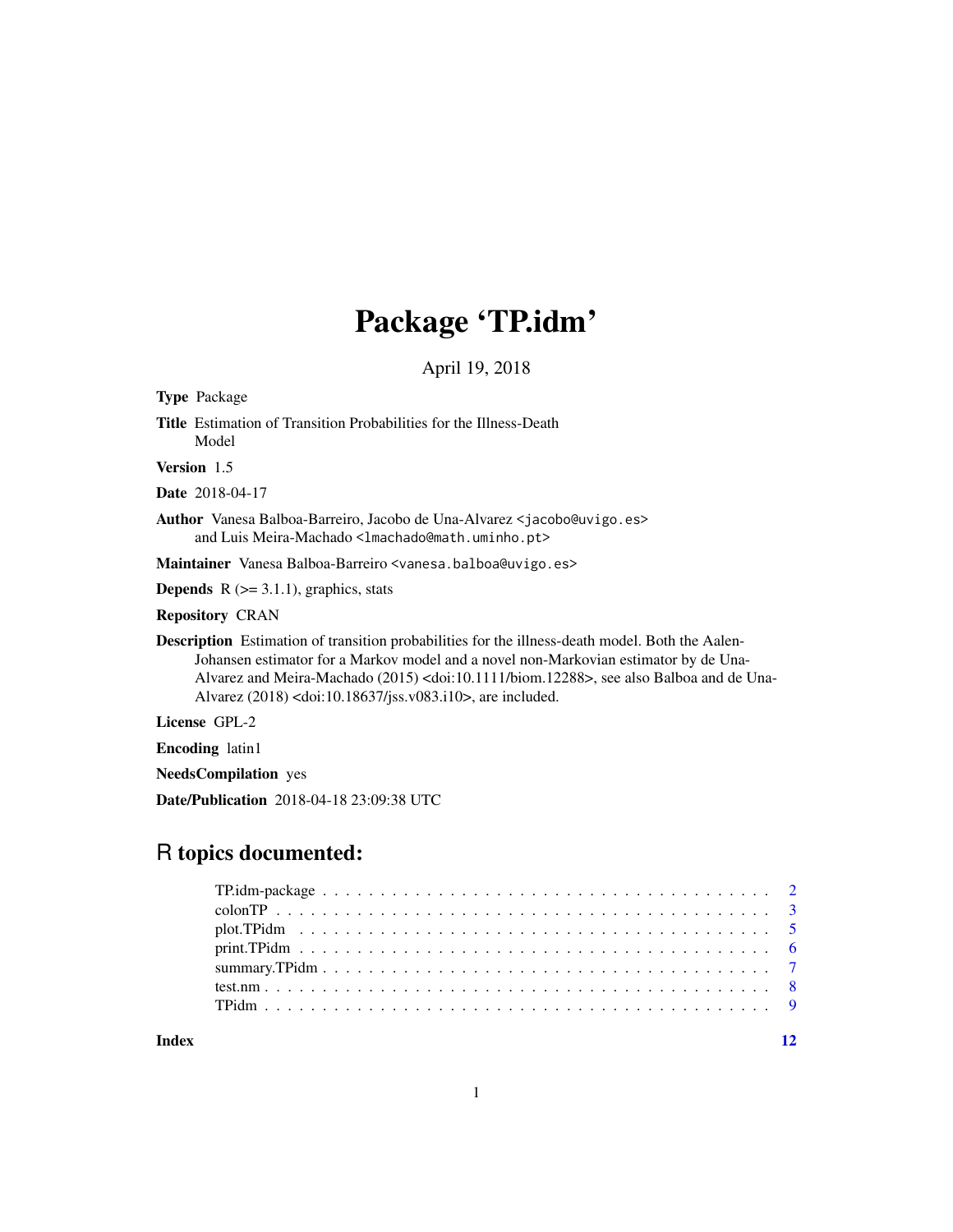# Package 'TP.idm'

April 19, 2018

**Type** Package

**Title** Estimation of Transition Probabilities for the Illness-Death Model

**Version** 1.5

**Date** 2018-04-17

**Author** Vanesa Balboa-Barreiro, Jacobo de Una-Alvarez <jacobo@uvigo.es> and Luis Meira-Machado <lmachado@math.uminho.pt>

**Maintainer** Vanesa Balboa-Barreiro <vanesa.balboa@uvigo.es>

**Depends** R (>= 3.1.1), graphics, stats

**Repository** CRAN

**Description** Estimation of transition probabilities for the illness-death model. Both the Aalen-Johansen estimator for a Markov model and a novel non-Markovian estimator by de Una-Alvarez and Meira-Machado (2015) <doi:10.1111/biom.12288>, see also Balboa and de Una-Alvarez (2018) <doi:10.18637/jss.v083.i10>, are included.

**License** GPL-2

**Encoding** latin1

**NeedsCompilation** yes

**Date/Publication** 2018-04-18 23:09:38 UTC

## R topics documented:

- TP.idm-package . . . . . . . . . . . . . . . . . . . . . . . . . . . . . . . . . . . 2
- colonTP . . . . . . . . . . . . . . . . . . . . . . . . . . . . . . . . . . . . . . . . 3
- plot.TPidm . . . . . . . . . . . . . . . . . . . . . . . . . . . . . . . . . . . . . . 5
- print.TPidm . . . . . . . . . . . . . . . . . . . . . . . . . . . . . . . . . . . . . . 6
- summary.TPidm . . . . . . . . . . . . . . . . . . . . . . . . . . . . . . . . . . . 7
- test.nm . . . . . . . . . . . . . . . . . . . . . . . . . . . . . . . . . . . . . . . . 8
- TPidm . . . . . . . . . . . . . . . . . . . . . . . . . . . . . . . . . . . . . . . . . 9

**Index** 12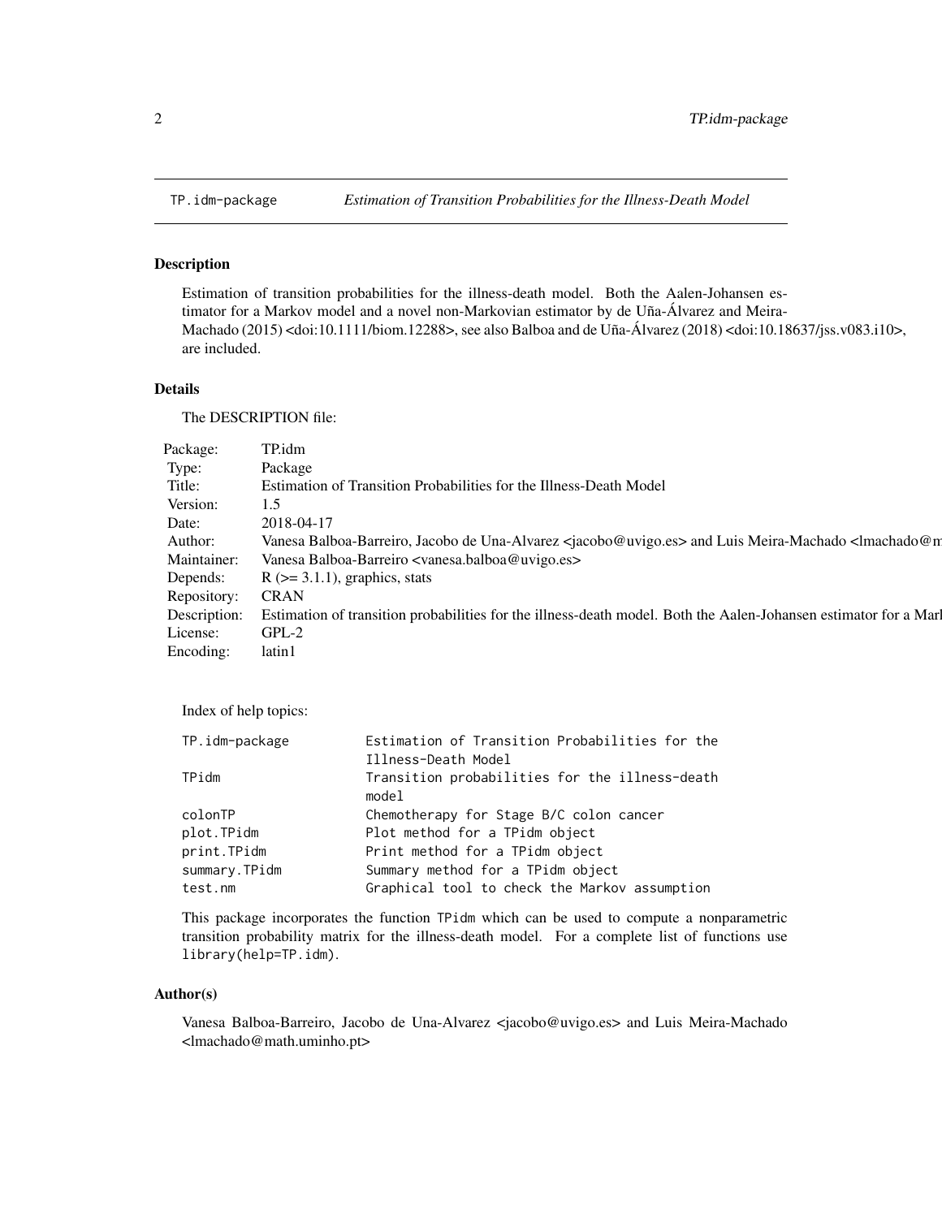| TP.idm-package | *Estimation of Transition Probabilities for the Illness-Death Model* |
| --- | --- |

### Description

Estimation of transition probabilities for the illness-death model. Both the Aalen-Johansen estimator for a Markov model and a novel non-Markovian estimator by de Uña-Álvarez and Meira-Machado (2015) <doi:10.1111/biom.12288>, see also Balboa and de Uña-Álvarez (2018) <doi:10.18637/jss.v083.i10>, are included.

### Details

The DESCRIPTION file:

| | |
| --- | --- |
| Package: | TP.idm |
| Type: | Package |
| Title: | Estimation of Transition Probabilities for the Illness-Death Model |
| Version: | 1.5 |
| Date: | 2018-04-17 |
| Author: | Vanesa Balboa-Barreiro, Jacobo de Una-Alvarez <jacobo@uvigo.es> and Luis Meira-Machado <lmachado@m |
| Maintainer: | Vanesa Balboa-Barreiro <vanesa.balboa@uvigo.es> |
| Depends: | R (>= 3.1.1), graphics, stats |
| Repository: | CRAN |
| Description: | Estimation of transition probabilities for the illness-death model. Both the Aalen-Johansen estimator for a Marl |
| License: | GPL-2 |
| Encoding: | latin1 |

Index of help topics:

```
TP.idm-package          Estimation of Transition Probabilities for the
                        Illness-Death Model
TPidm                   Transition probabilities for the illness-death
                        model
colonTP                 Chemotherapy for Stage B/C colon cancer
plot.TPidm              Plot method for a TPidm object
print.TPidm             Print method for a TPidm object
summary.TPidm           Summary method for a TPidm object
test.nm                 Graphical tool to check the Markov assumption
```

This package incorporates the function `TPidm` which can be used to compute a nonparametric transition probability matrix for the illness-death model. For a complete list of functions use `library(help=TP.idm)`.

### Author(s)

Vanesa Balboa-Barreiro, Jacobo de Una-Alvarez <jacobo@uvigo.es> and Luis Meira-Machado <lmachado@math.uminho.pt>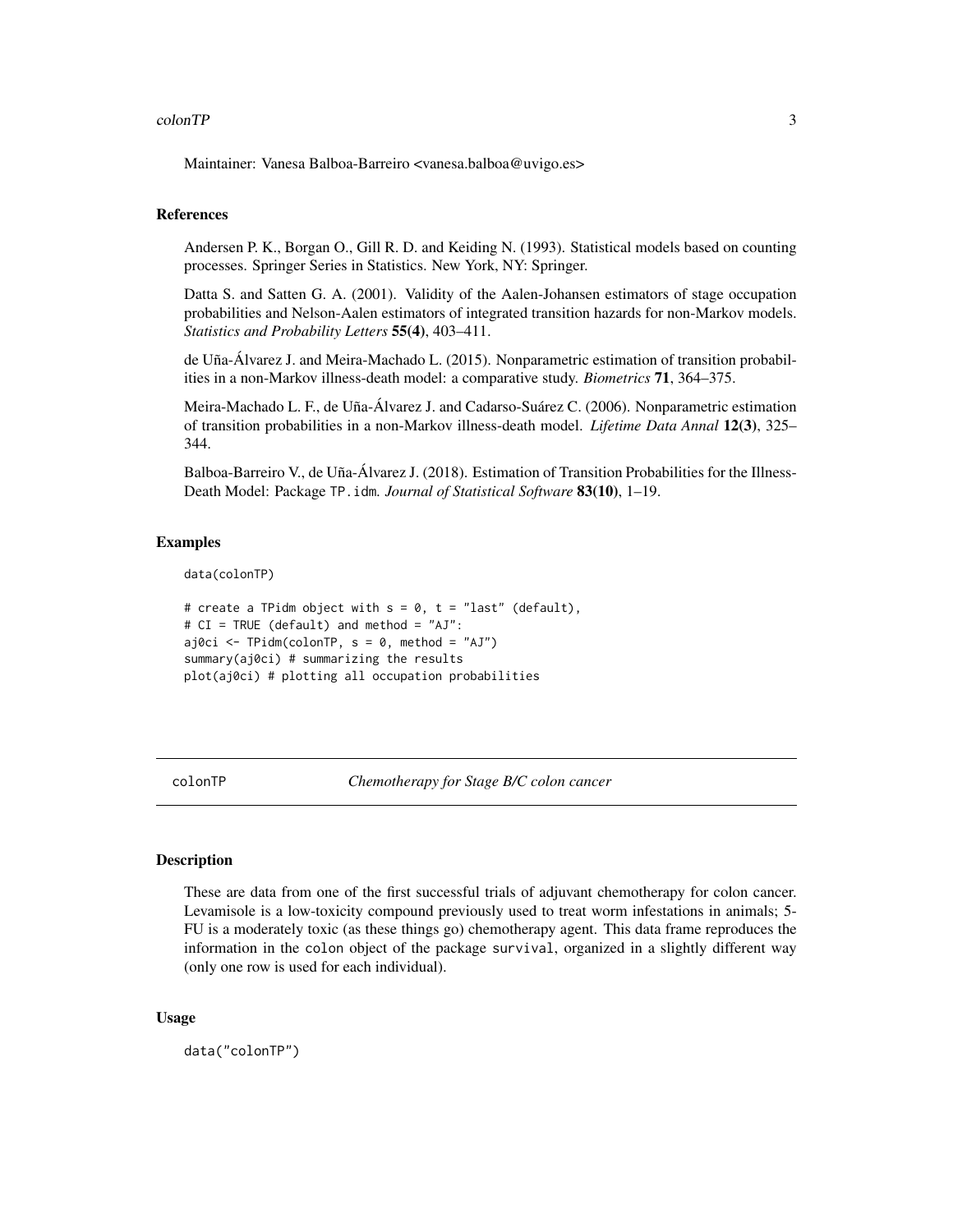Maintainer: Vanesa Balboa-Barreiro <vanesa.balboa@uvigo.es>

### References

Andersen P. K., Borgan O., Gill R. D. and Keiding N. (1993). Statistical models based on counting processes. Springer Series in Statistics. New York, NY: Springer.

Datta S. and Satten G. A. (2001). Validity of the Aalen-Johansen estimators of stage occupation probabilities and Nelson-Aalen estimators of integrated transition hazards for non-Markov models. *Statistics and Probability Letters* **55(4)**, 403–411.

de Uña-Álvarez J. and Meira-Machado L. (2015). Nonparametric estimation of transition probabilities in a non-Markov illness-death model: a comparative study. *Biometrics* **71**, 364–375.

Meira-Machado L. F., de Uña-Álvarez J. and Cadarso-Suárez C. (2006). Nonparametric estimation of transition probabilities in a non-Markov illness-death model. *Lifetime Data Annal* **12(3)**, 325–344.

Balboa-Barreiro V., de Uña-Álvarez J. (2018). Estimation of Transition Probabilities for the Illness-Death Model: Package `TP.idm`. *Journal of Statistical Software* **83(10)**, 1–19.

### Examples

```
data(colonTP)

# create a TPidm object with s = 0, t = "last" (default),
# CI = TRUE (default) and method = "AJ":
aj0ci <- TPidm(colonTP, s = 0, method = "AJ")
summary(aj0ci) # summarizing the results
plot(aj0ci) # plotting all occupation probabilities
```

---

## colonTP *Chemotherapy for Stage B/C colon cancer*

### Description

These are data from one of the first successful trials of adjuvant chemotherapy for colon cancer. Levamisole is a low-toxicity compound previously used to treat worm infestations in animals; 5-FU is a moderately toxic (as these things go) chemotherapy agent. This data frame reproduces the information in the `colon` object of the package `survival`, organized in a slightly different way (only one row is used for each individual).

### Usage

```
data("colonTP")
```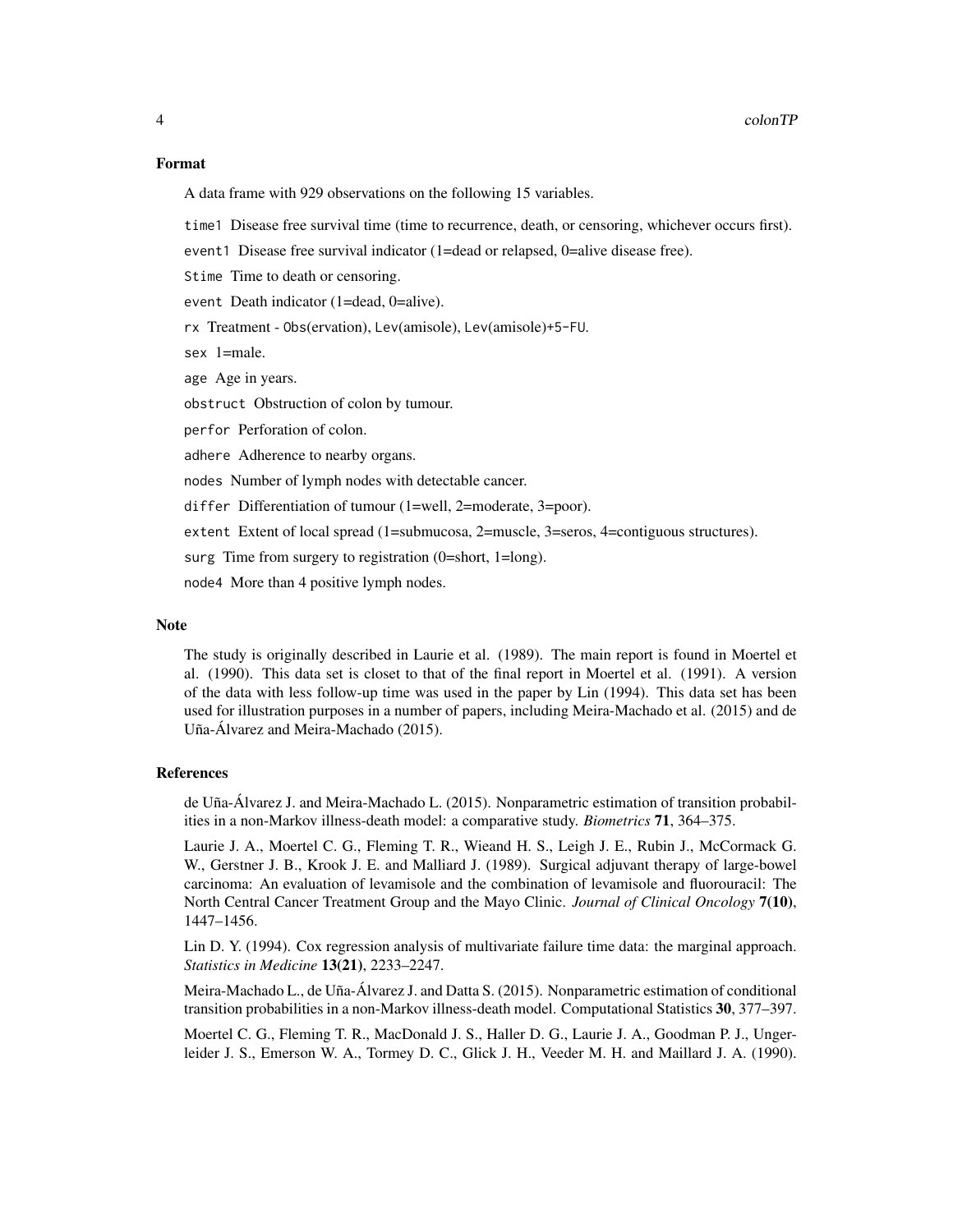## Format

A data frame with 929 observations on the following 15 variables.

`time1` Disease free survival time (time to recurrence, death, or censoring, whichever occurs first).

`event1` Disease free survival indicator (1=dead or relapsed, 0=alive disease free).

`Stime` Time to death or censoring.

`event` Death indicator (1=dead, 0=alive).

`rx` Treatment - `Obs`(ervation), `Lev`(amisole), `Lev`(amisole)+`5-FU`.

`sex` 1=male.

`age` Age in years.

`obstruct` Obstruction of colon by tumour.

`perfor` Perforation of colon.

`adhere` Adherence to nearby organs.

`nodes` Number of lymph nodes with detectable cancer.

`differ` Differentiation of tumour (1=well, 2=moderate, 3=poor).

`extent` Extent of local spread (1=submucosa, 2=muscle, 3=seros, 4=contiguous structures).

`surg` Time from surgery to registration (0=short, 1=long).

`node4` More than 4 positive lymph nodes.

## Note

The study is originally described in Laurie et al. (1989). The main report is found in Moertel et al. (1990). This data set is closet to that of the final report in Moertel et al. (1991). A version of the data with less follow-up time was used in the paper by Lin (1994). This data set has been used for illustration purposes in a number of papers, including Meira-Machado et al. (2015) and de Uña-Álvarez and Meira-Machado (2015).

## References

de Uña-Álvarez J. and Meira-Machado L. (2015). Nonparametric estimation of transition probabilities in a non-Markov illness-death model: a comparative study. *Biometrics* **71**, 364–375.

Laurie J. A., Moertel C. G., Fleming T. R., Wieand H. S., Leigh J. E., Rubin J., McCormack G. W., Gerstner J. B., Krook J. E. and Malliard J. (1989). Surgical adjuvant therapy of large-bowel carcinoma: An evaluation of levamisole and the combination of levamisole and fluorouracil: The North Central Cancer Treatment Group and the Mayo Clinic. *Journal of Clinical Oncology* **7(10)**, 1447–1456.

Lin D. Y. (1994). Cox regression analysis of multivariate failure time data: the marginal approach. *Statistics in Medicine* **13(21)**, 2233–2247.

Meira-Machado L., de Uña-Álvarez J. and Datta S. (2015). Nonparametric estimation of conditional transition probabilities in a non-Markov illness-death model. Computational Statistics **30**, 377–397.

Moertel C. G., Fleming T. R., MacDonald J. S., Haller D. G., Laurie J. A., Goodman P. J., Ungerleider J. S., Emerson W. A., Tormey D. C., Glick J. H., Veeder M. H. and Maillard J. A. (1990).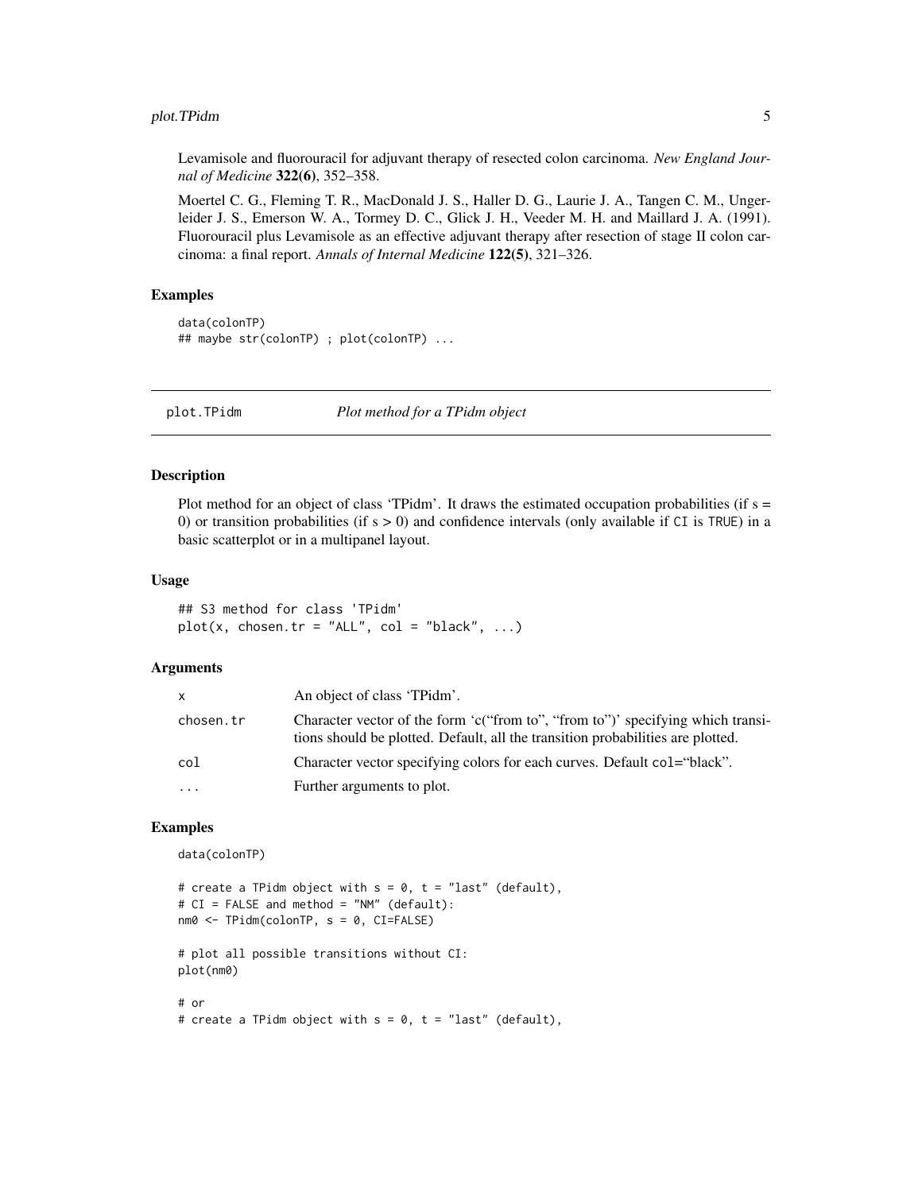Levamisole and fluorouracil for adjuvant therapy of resected colon carcinoma. *New England Journal of Medicine* **322(6)**, 352–358.

Moertel C. G., Fleming T. R., MacDonald J. S., Haller D. G., Laurie J. A., Tangen C. M., Ungerleider J. S., Emerson W. A., Tormey D. C., Glick J. H., Veeder M. H. and Maillard J. A. (1991). Fluorouracil plus Levamisole as an effective adjuvant therapy after resection of stage II colon carcinoma: a final report. *Annals of Internal Medicine* **122(5)**, 321–326.

### Examples

```
data(colonTP)
## maybe str(colonTP) ; plot(colonTP) ...
```

---

## plot.TPidm — *Plot method for a TPidm object*

### Description

Plot method for an object of class 'TPidm'. It draws the estimated occupation probabilities (if s = 0) or transition probabilities (if s > 0) and confidence intervals (only available if CI is TRUE) in a basic scatterplot or in a multipanel layout.

### Usage

```
## S3 method for class 'TPidm'
plot(x, chosen.tr = "ALL", col = "black", ...)
```

### Arguments

| | |
|---|---|
| x | An object of class 'TPidm'. |
| chosen.tr | Character vector of the form 'c("from to", "from to")' specifying which transitions should be plotted. Default, all the transition probabilities are plotted. |
| col | Character vector specifying colors for each curves. Default col="black". |
| ... | Further arguments to plot. |

### Examples

```
data(colonTP)

# create a TPidm object with s = 0, t = "last" (default),
# CI = FALSE and method = "NM" (default):
nm0 <- TPidm(colonTP, s = 0, CI=FALSE)

# plot all possible transitions without CI:
plot(nm0)

# or
# create a TPidm object with s = 0, t = "last" (default),
```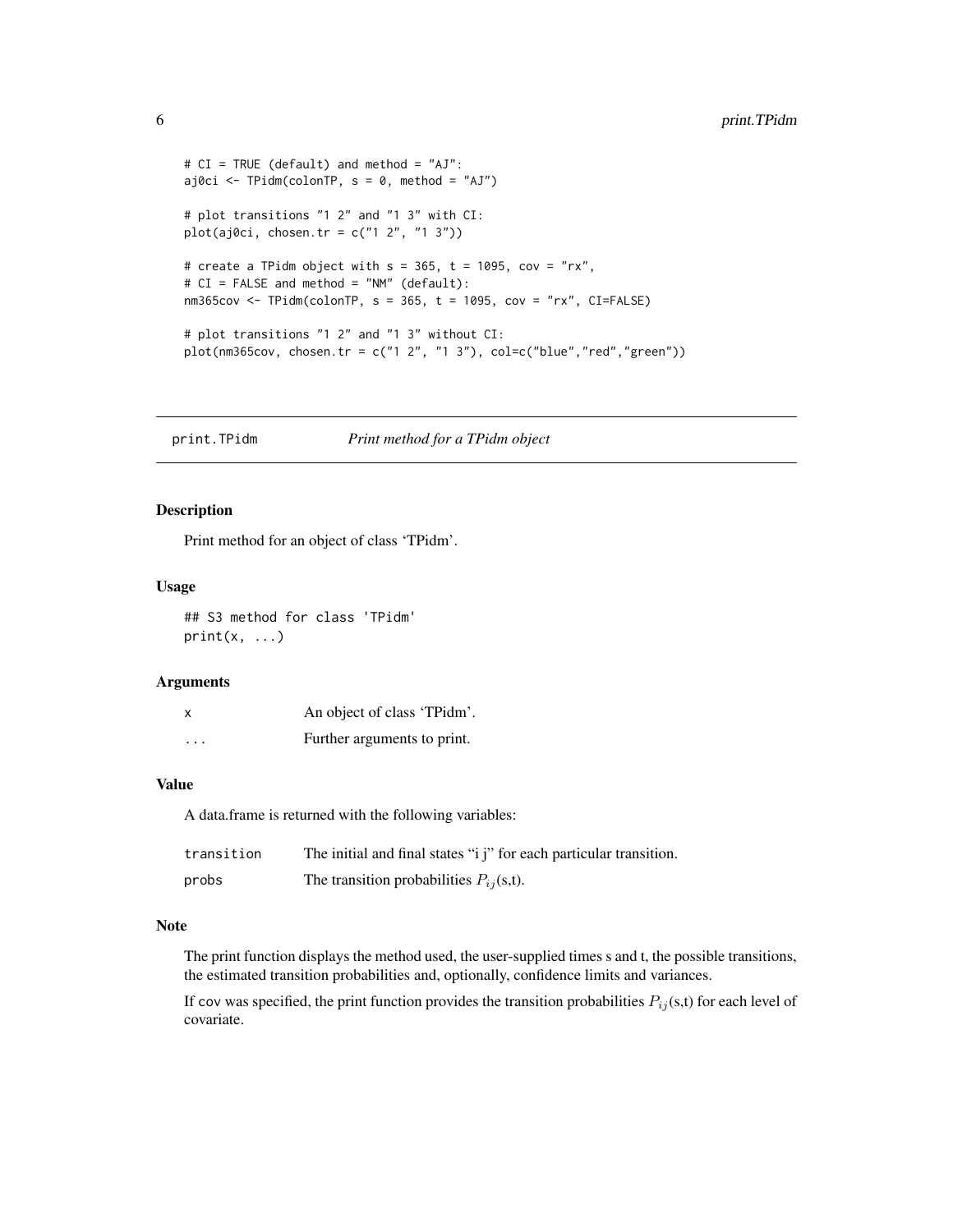```
# CI = TRUE (default) and method = "AJ":
aj0ci <- TPidm(colonTP, s = 0, method = "AJ")

# plot transitions "1 2" and "1 3" with CI:
plot(aj0ci, chosen.tr = c("1 2", "1 3"))

# create a TPidm object with s = 365, t = 1095, cov = "rx",
# CI = FALSE and method = "NM" (default):
nm365cov <- TPidm(colonTP, s = 365, t = 1095, cov = "rx", CI=FALSE)

# plot transitions "1 2" and "1 3" without CI:
plot(nm365cov, chosen.tr = c("1 2", "1 3"), col=c("blue","red","green"))
```

## print.TPidm *Print method for a TPidm object*

### Description

Print method for an object of class 'TPidm'.

### Usage

```
## S3 method for class 'TPidm'
print(x, ...)
```

### Arguments

| | |
|---|---|
| x | An object of class 'TPidm'. |
| ... | Further arguments to print. |

### Value

A data.frame is returned with the following variables:

| | |
|---|---|
| transition | The initial and final states "i j" for each particular transition. |
| probs | The transition probabilities $P_{ij}$(s,t). |

### Note

The print function displays the method used, the user-supplied times s and t, the possible transitions, the estimated transition probabilities and, optionally, confidence limits and variances.

If cov was specified, the print function provides the transition probabilities $P_{ij}$(s,t) for each level of covariate.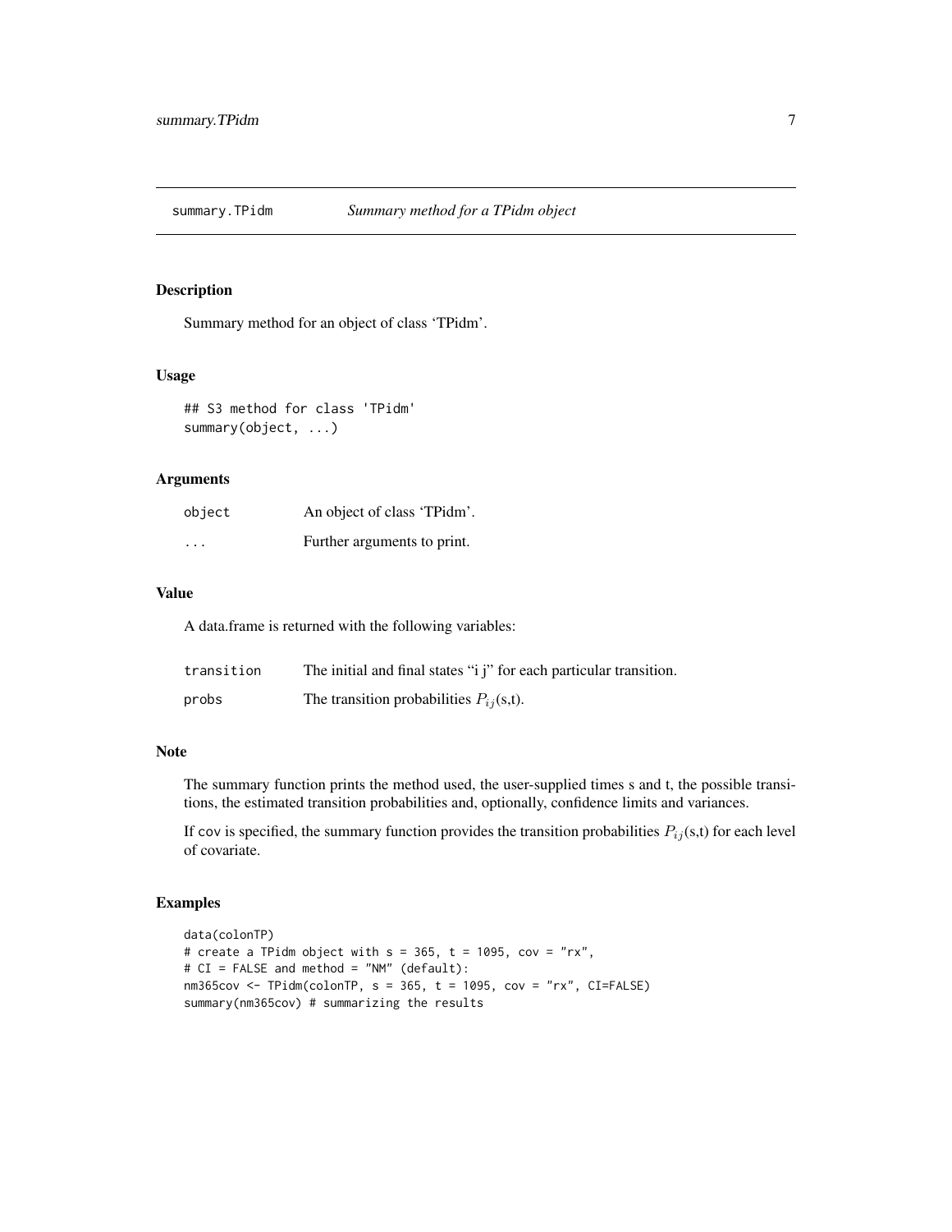# summary.TPidm *Summary method for a TPidm object*

## Description

Summary method for an object of class 'TPidm'.

## Usage

```
## S3 method for class 'TPidm'
summary(object, ...)
```

## Arguments

| | |
|---|---|
| `object` | An object of class 'TPidm'. |
| `...` | Further arguments to print. |

## Value

A data.frame is returned with the following variables:

| | |
|---|---|
| `transition` | The initial and final states "i j" for each particular transition. |
| `probs` | The transition probabilities $P_{ij}$(s,t). |

## Note

The summary function prints the method used, the user-supplied times s and t, the possible transitions, the estimated transition probabilities and, optionally, confidence limits and variances.

If `cov` is specified, the summary function provides the transition probabilities $P_{ij}$(s,t) for each level of covariate.

## Examples

```
data(colonTP)
# create a TPidm object with s = 365, t = 1095, cov = "rx",
# CI = FALSE and method = "NM" (default):
nm365cov <- TPidm(colonTP, s = 365, t = 1095, cov = "rx", CI=FALSE)
summary(nm365cov) # summarizing the results
```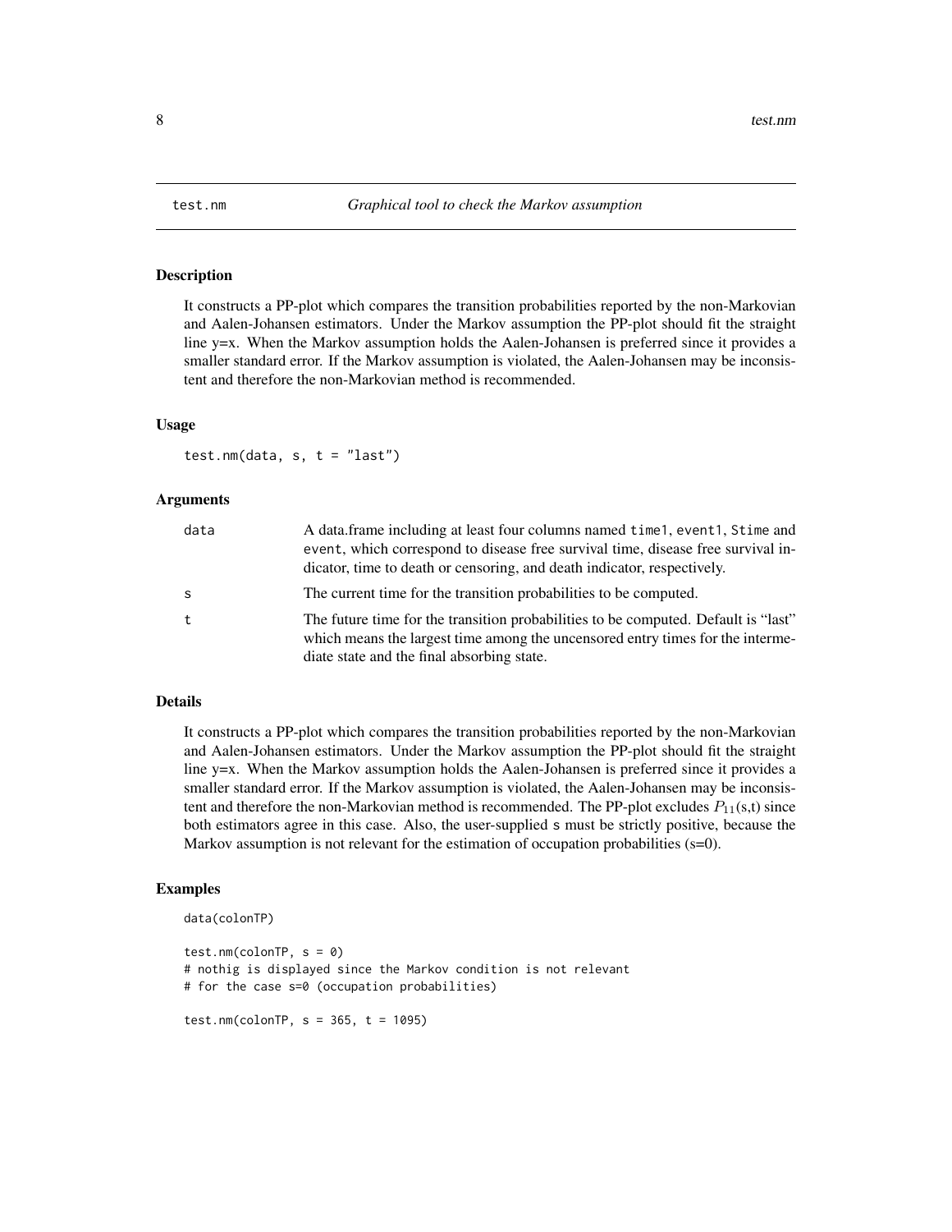# test.nm — *Graphical tool to check the Markov assumption*

## Description

It constructs a PP-plot which compares the transition probabilities reported by the non-Markovian and Aalen-Johansen estimators. Under the Markov assumption the PP-plot should fit the straight line y=x. When the Markov assumption holds the Aalen-Johansen is preferred since it provides a smaller standard error. If the Markov assumption is violated, the Aalen-Johansen may be inconsistent and therefore the non-Markovian method is recommended.

## Usage

```
test.nm(data, s, t = "last")
```

## Arguments

| | |
|---|---|
| data | A data.frame including at least four columns named `time1`, `event1`, `Stime` and `event`, which correspond to disease free survival time, disease free survival indicator, time to death or censoring, and death indicator, respectively. |
| s | The current time for the transition probabilities to be computed. |
| t | The future time for the transition probabilities to be computed. Default is "last" which means the largest time among the uncensored entry times for the intermediate state and the final absorbing state. |

## Details

It constructs a PP-plot which compares the transition probabilities reported by the non-Markovian and Aalen-Johansen estimators. Under the Markov assumption the PP-plot should fit the straight line y=x. When the Markov assumption holds the Aalen-Johansen is preferred since it provides a smaller standard error. If the Markov assumption is violated, the Aalen-Johansen may be inconsistent and therefore the non-Markovian method is recommended. The PP-plot excludes $P_{11}$(s,t) since both estimators agree in this case. Also, the user-supplied `s` must be strictly positive, because the Markov assumption is not relevant for the estimation of occupation probabilities (s=0).

## Examples

```
data(colonTP)

test.nm(colonTP, s = 0)
# nothig is displayed since the Markov condition is not relevant
# for the case s=0 (occupation probabilities)

test.nm(colonTP, s = 365, t = 1095)
```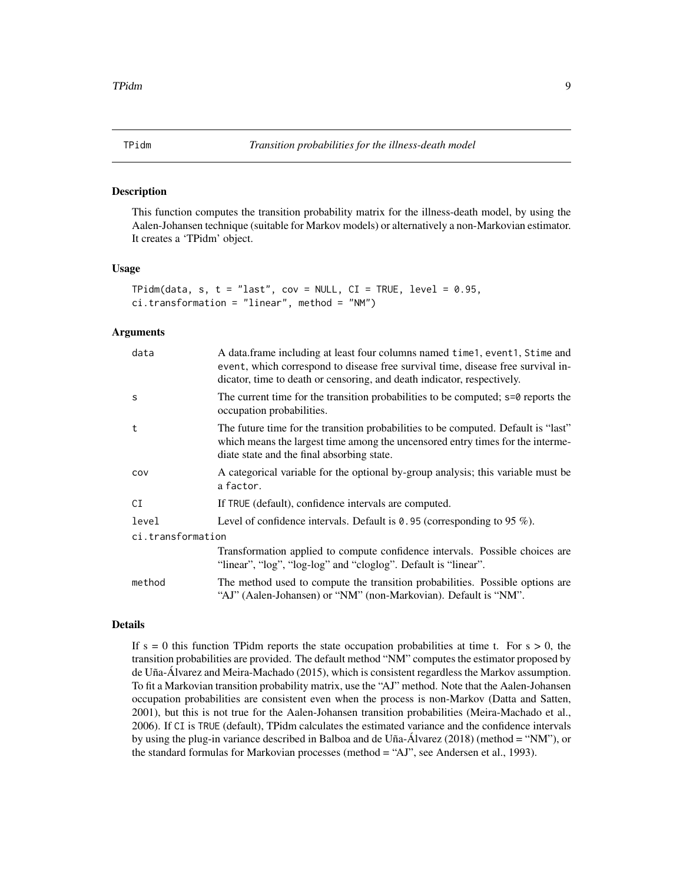## TPidm — *Transition probabilities for the illness-death model*

### Description

This function computes the transition probability matrix for the illness-death model, by using the Aalen-Johansen technique (suitable for Markov models) or alternatively a non-Markovian estimator. It creates a 'TPidm' object.

### Usage

```
TPidm(data, s, t = "last", cov = NULL, CI = TRUE, level = 0.95,
ci.transformation = "linear", method = "NM")
```

### Arguments

| | |
|---|---|
| `data` | A data.frame including at least four columns named `time1`, `event1`, `Stime` and `event`, which correspond to disease free survival time, disease free survival indicator, time to death or censoring, and death indicator, respectively. |
| `s` | The current time for the transition probabilities to be computed; `s=0` reports the occupation probabilities. |
| `t` | The future time for the transition probabilities to be computed. Default is "last" which means the largest time among the uncensored entry times for the intermediate state and the final absorbing state. |
| `cov` | A categorical variable for the optional by-group analysis; this variable must be a `factor`. |
| `CI` | If `TRUE` (default), confidence intervals are computed. |
| `level` | Level of confidence intervals. Default is `0.95` (corresponding to 95 %). |
| `ci.transformation` | Transformation applied to compute confidence intervals. Possible choices are "linear", "log", "log-log" and "cloglog". Default is "linear". |
| `method` | The method used to compute the transition probabilities. Possible options are "AJ" (Aalen-Johansen) or "NM" (non-Markovian). Default is "NM". |

### Details

If s = 0 this function TPidm reports the state occupation probabilities at time t. For s > 0, the transition probabilities are provided. The default method "NM" computes the estimator proposed by de Uña-Álvarez and Meira-Machado (2015), which is consistent regardless the Markov assumption. To fit a Markovian transition probability matrix, use the "AJ" method. Note that the Aalen-Johansen occupation probabilities are consistent even when the process is non-Markov (Datta and Satten, 2001), but this is not true for the Aalen-Johansen transition probabilities (Meira-Machado et al., 2006). If `CI` is `TRUE` (default), TPidm calculates the estimated variance and the confidence intervals by using the plug-in variance described in Balboa and de Uña-Álvarez (2018) (method = "NM"), or the standard formulas for Markovian processes (method = "AJ", see Andersen et al., 1993).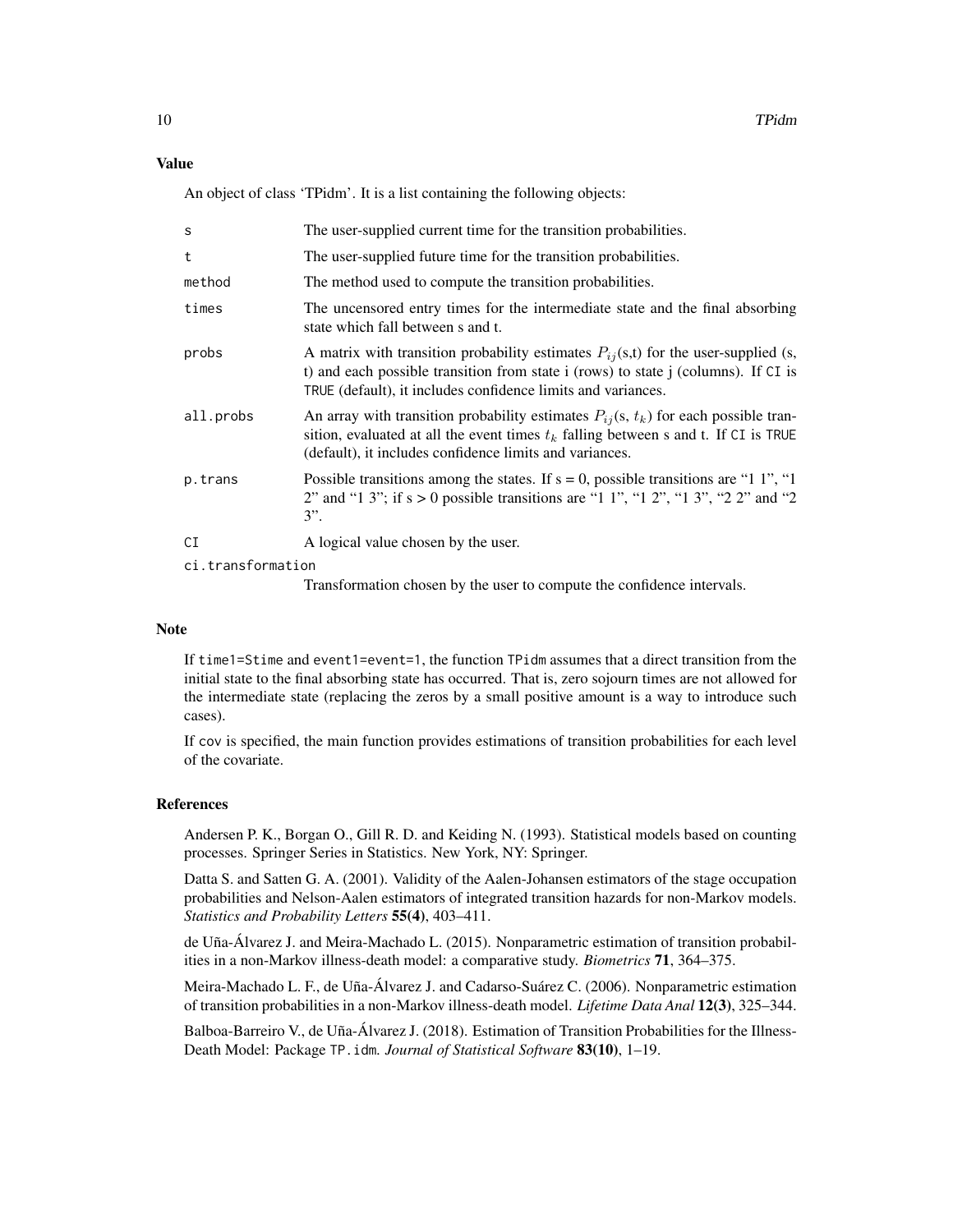## Value

An object of class 'TPidm'. It is a list containing the following objects:

| | |
|---|---|
| s | The user-supplied current time for the transition probabilities. |
| t | The user-supplied future time for the transition probabilities. |
| method | The method used to compute the transition probabilities. |
| times | The uncensored entry times for the intermediate state and the final absorbing state which fall between s and t. |
| probs | A matrix with transition probability estimates $P_{ij}$(s,t) for the user-supplied (s, t) and each possible transition from state i (rows) to state j (columns). If `CI` is `TRUE` (default), it includes confidence limits and variances. |
| all.probs | An array with transition probability estimates $P_{ij}$(s, $t_k$) for each possible transition, evaluated at all the event times $t_k$ falling between s and t. If `CI` is `TRUE` (default), it includes confidence limits and variances. |
| p.trans | Possible transitions among the states. If s = 0, possible transitions are "1 1", "1 2" and "1 3"; if s > 0 possible transitions are "1 1", "1 2", "1 3", "2 2" and "2 3". |
| CI | A logical value chosen by the user. |
| ci.transformation | Transformation chosen by the user to compute the confidence intervals. |

## Note

If `time1=Stime` and `event1=event=1`, the function `TPidm` assumes that a direct transition from the initial state to the final absorbing state has occurred. That is, zero sojourn times are not allowed for the intermediate state (replacing the zeros by a small positive amount is a way to introduce such cases).

If `cov` is specified, the main function provides estimations of transition probabilities for each level of the covariate.

## References

Andersen P. K., Borgan O., Gill R. D. and Keiding N. (1993). Statistical models based on counting processes. Springer Series in Statistics. New York, NY: Springer.

Datta S. and Satten G. A. (2001). Validity of the Aalen-Johansen estimators of the stage occupation probabilities and Nelson-Aalen estimators of integrated transition hazards for non-Markov models. *Statistics and Probability Letters* **55(4)**, 403–411.

de Uña-Álvarez J. and Meira-Machado L. (2015). Nonparametric estimation of transition probabilities in a non-Markov illness-death model: a comparative study. *Biometrics* **71**, 364–375.

Meira-Machado L. F., de Uña-Álvarez J. and Cadarso-Suárez C. (2006). Nonparametric estimation of transition probabilities in a non-Markov illness-death model. *Lifetime Data Anal* **12(3)**, 325–344.

Balboa-Barreiro V., de Uña-Álvarez J. (2018). Estimation of Transition Probabilities for the Illness-Death Model: Package `TP.idm`. *Journal of Statistical Software* **83(10)**, 1–19.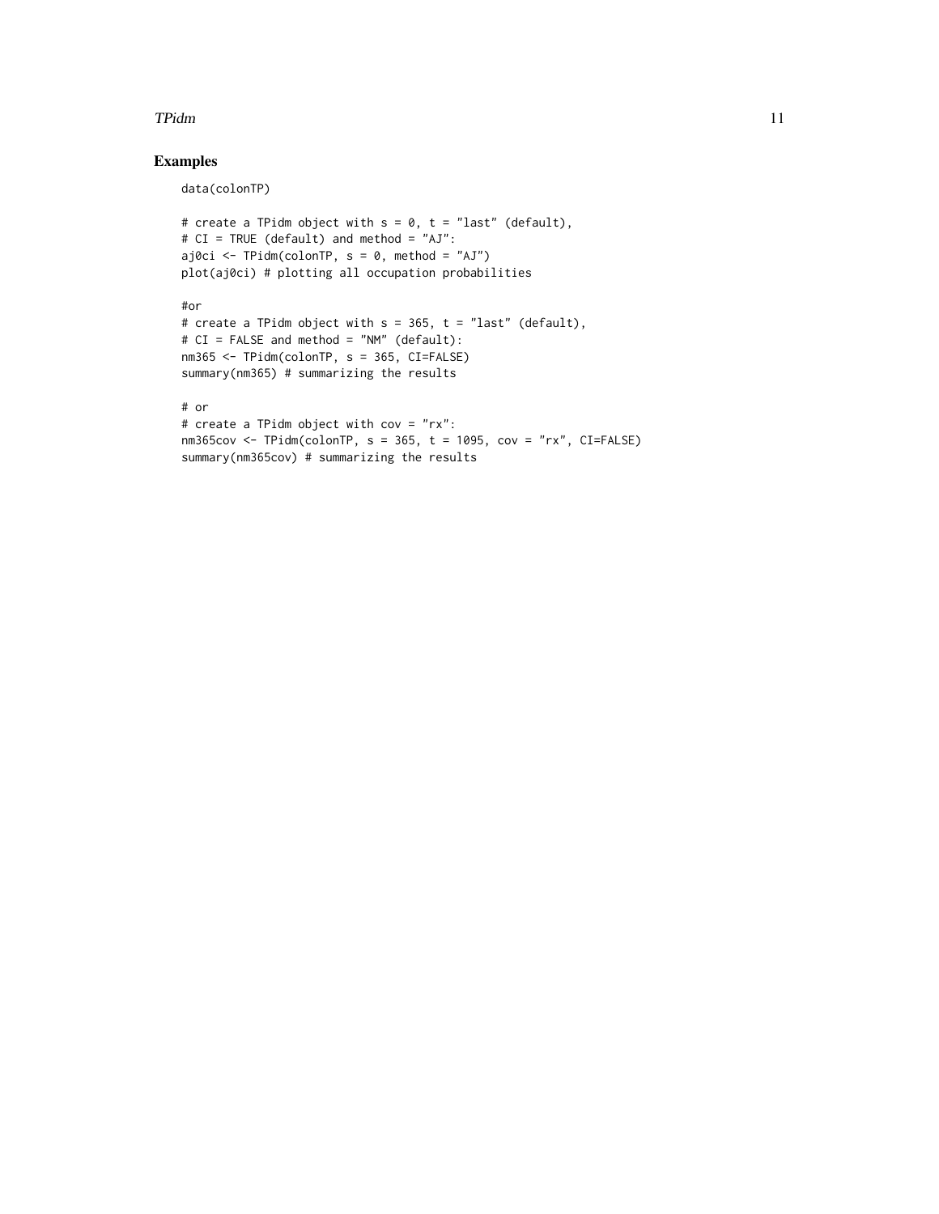## Examples

```
data(colonTP)

# create a TPidm object with s = 0, t = "last" (default),
# CI = TRUE (default) and method = "AJ":
aj0ci <- TPidm(colonTP, s = 0, method = "AJ")
plot(aj0ci) # plotting all occupation probabilities

#or
# create a TPidm object with s = 365, t = "last" (default),
# CI = FALSE and method = "NM" (default):
nm365 <- TPidm(colonTP, s = 365, CI=FALSE)
summary(nm365) # summarizing the results

# or
# create a TPidm object with cov = "rx":
nm365cov <- TPidm(colonTP, s = 365, t = 1095, cov = "rx", CI=FALSE)
summary(nm365cov) # summarizing the results
```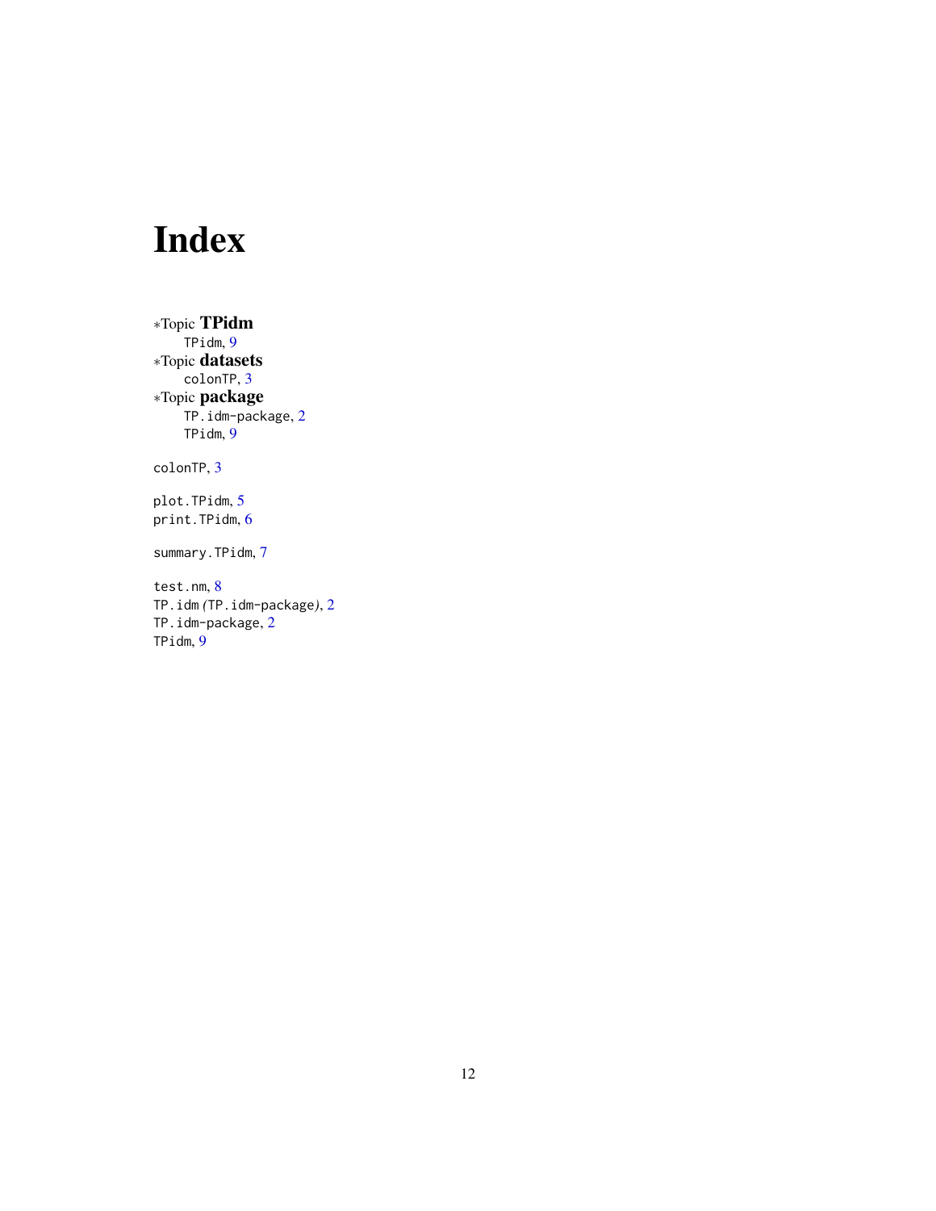# Index

*Topic **TPidm**
  TPidm, 9
*Topic **datasets**
  colonTP, 3
*Topic **package**
  TP.idm-package, 2
  TPidm, 9

colonTP, 3

plot.TPidm, 5
print.TPidm, 6

summary.TPidm, 7

test.nm, 8
TP.idm (TP.idm-package), 2
TP.idm-package, 2
TPidm, 9